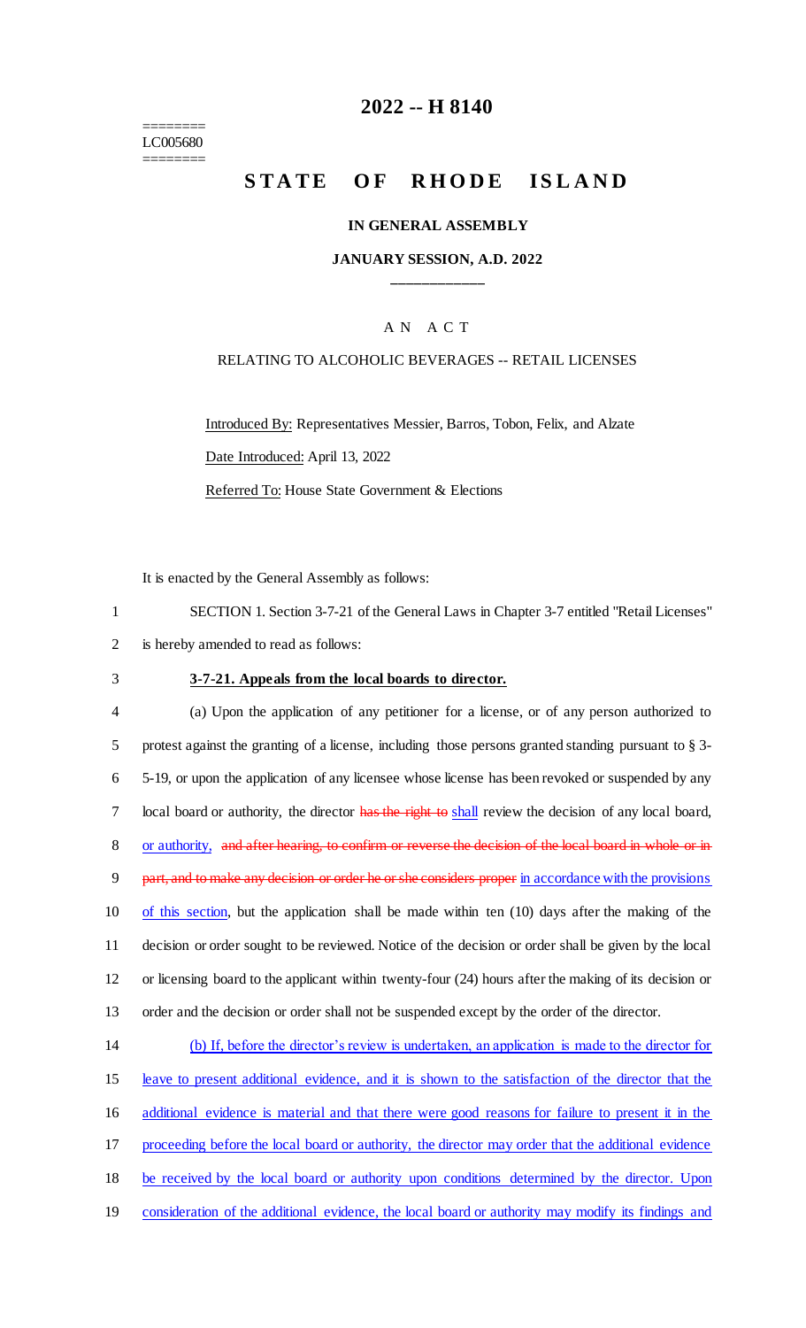========
LC005680
========

# 2022 -- H 8140

## STATE OF RHODE ISLAND

### IN GENERAL ASSEMBLY

### JANUARY SESSION, A.D. 2022

____________

A N A C T

RELATING TO ALCOHOLIC BEVERAGES -- RETAIL LICENSES

Introduced By: Representatives Messier, Barros, Tobon, Felix, and Alzate

Date Introduced: April 13, 2022

Referred To: House State Government & Elections

It is enacted by the General Assembly as follows:

1 SECTION 1. Section 3-7-21 of the General Laws in Chapter 3-7 entitled "Retail Licenses"
2 is hereby amended to read as follows:

3 **3-7-21. Appeals from the local boards to director.**

4 (a) Upon the application of any petitioner for a license, or of any person authorized to
5 protest against the granting of a license, including those persons granted standing pursuant to § 3-
6 5-19, or upon the application of any licensee whose license has been revoked or suspended by any
7 local board or authority, the director ~~has the right to~~ shall review the decision of any local board,
8 or authority, ~~and after hearing, to confirm or reverse the decision of the local board in whole or in~~
9 ~~part, and to make any decision or order he or she considers proper~~ in accordance with the provisions
10 of this section, but the application shall be made within ten (10) days after the making of the
11 decision or order sought to be reviewed. Notice of the decision or order shall be given by the local
12 or licensing board to the applicant within twenty-four (24) hours after the making of its decision or
13 order and the decision or order shall not be suspended except by the order of the director.

14 (b) If, before the director's review is undertaken, an application is made to the director for
15 leave to present additional evidence, and it is shown to the satisfaction of the director that the
16 additional evidence is material and that there were good reasons for failure to present it in the
17 proceeding before the local board or authority, the director may order that the additional evidence
18 be received by the local board or authority upon conditions determined by the director. Upon
19 consideration of the additional evidence, the local board or authority may modify its findings and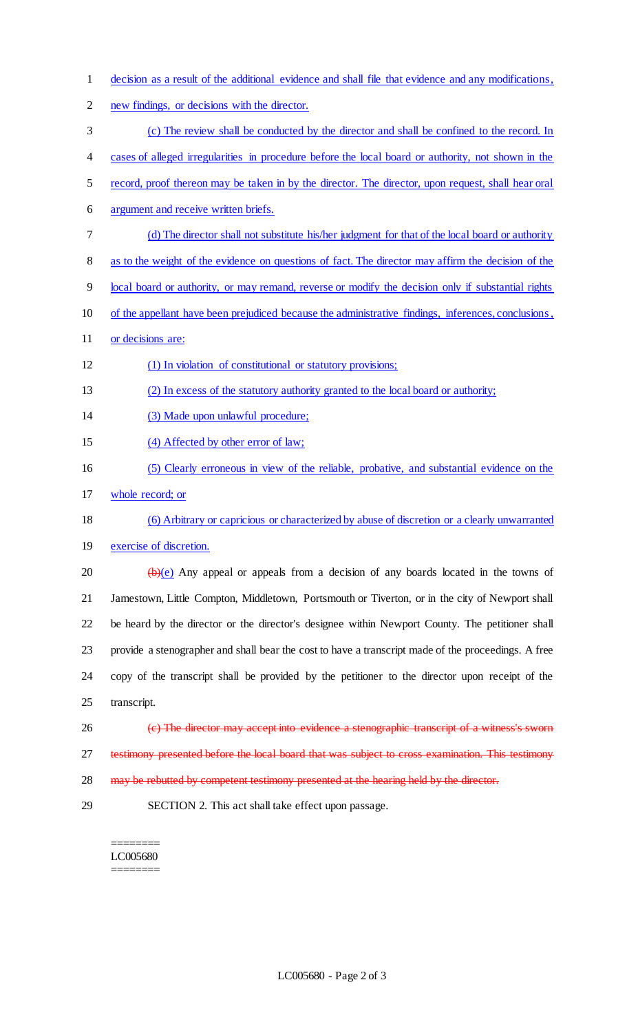decision as a result of the additional evidence and shall file that evidence and any modifications, new findings, or decisions with the director.

(c) The review shall be conducted by the director and shall be confined to the record. In cases of alleged irregularities in procedure before the local board or authority, not shown in the record, proof thereon may be taken in by the director. The director, upon request, shall hear oral argument and receive written briefs.

(d) The director shall not substitute his/her judgment for that of the local board or authority as to the weight of the evidence on questions of fact. The director may affirm the decision of the local board or authority, or may remand, reverse or modify the decision only if substantial rights of the appellant have been prejudiced because the administrative findings, inferences, conclusions, or decisions are:

(1) In violation of constitutional or statutory provisions;

(2) In excess of the statutory authority granted to the local board or authority;

(3) Made upon unlawful procedure;

(4) Affected by other error of law;

(5) Clearly erroneous in view of the reliable, probative, and substantial evidence on the whole record; or

(6) Arbitrary or capricious or characterized by abuse of discretion or a clearly unwarranted exercise of discretion.

~~(b)~~(e) Any appeal or appeals from a decision of any boards located in the towns of Jamestown, Little Compton, Middletown, Portsmouth or Tiverton, or in the city of Newport shall be heard by the director or the director's designee within Newport County. The petitioner shall provide a stenographer and shall bear the cost to have a transcript made of the proceedings. A free copy of the transcript shall be provided by the petitioner to the director upon receipt of the transcript.

~~(c) The director may accept into evidence a stenographic transcript of a witness's sworn testimony presented before the local board that was subject to cross examination. This testimony may be rebutted by competent testimony presented at the hearing held by the director.~~

SECTION 2. This act shall take effect upon passage.

========
LC005680
========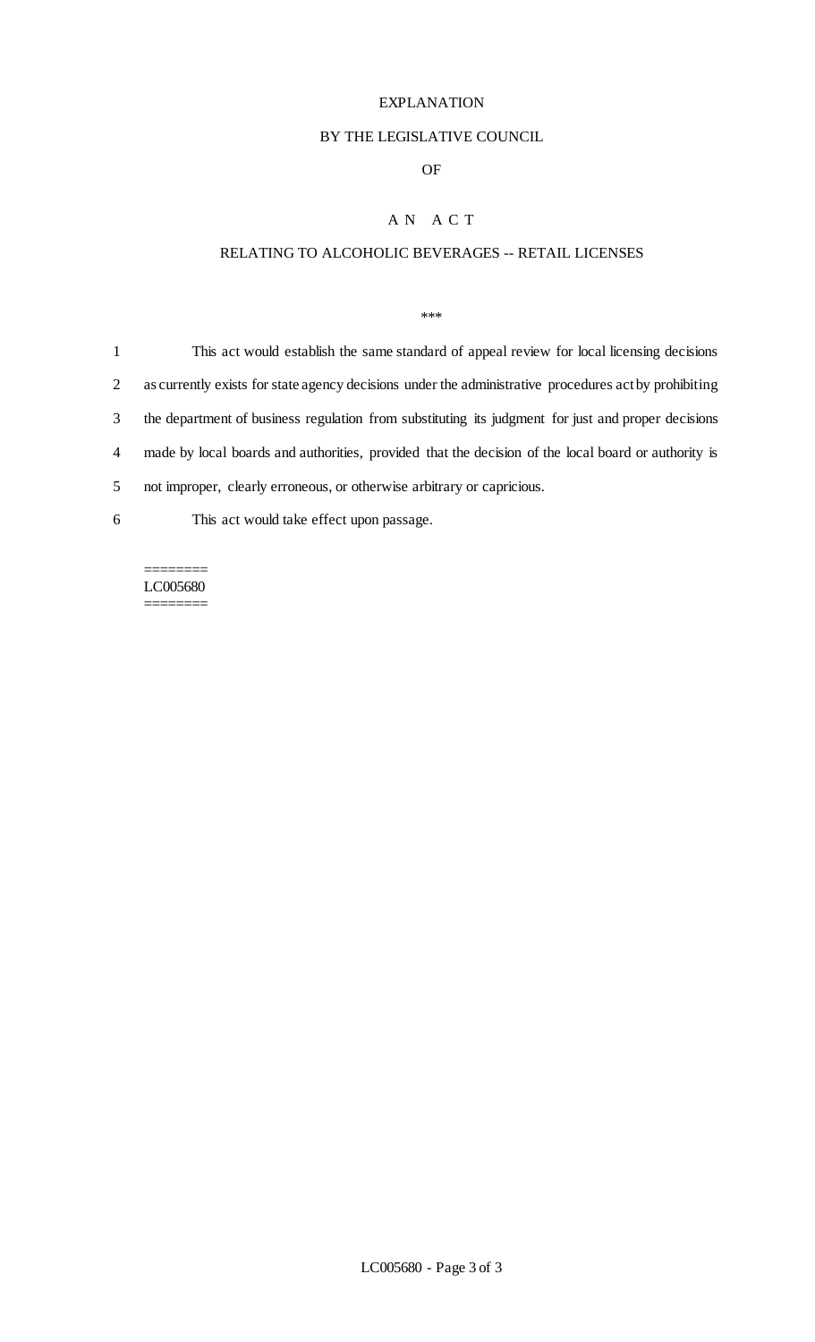EXPLANATION

BY THE LEGISLATIVE COUNCIL

OF

A N A C T

RELATING TO ALCOHOLIC BEVERAGES -- RETAIL LICENSES

\*\*\*

This act would establish the same standard of appeal review for local licensing decisions as currently exists for state agency decisions under the administrative procedures act by prohibiting the department of business regulation from substituting its judgment for just and proper decisions made by local boards and authorities, provided that the decision of the local board or authority is not improper, clearly erroneous, or otherwise arbitrary or capricious.

This act would take effect upon passage.

========
LC005680
========